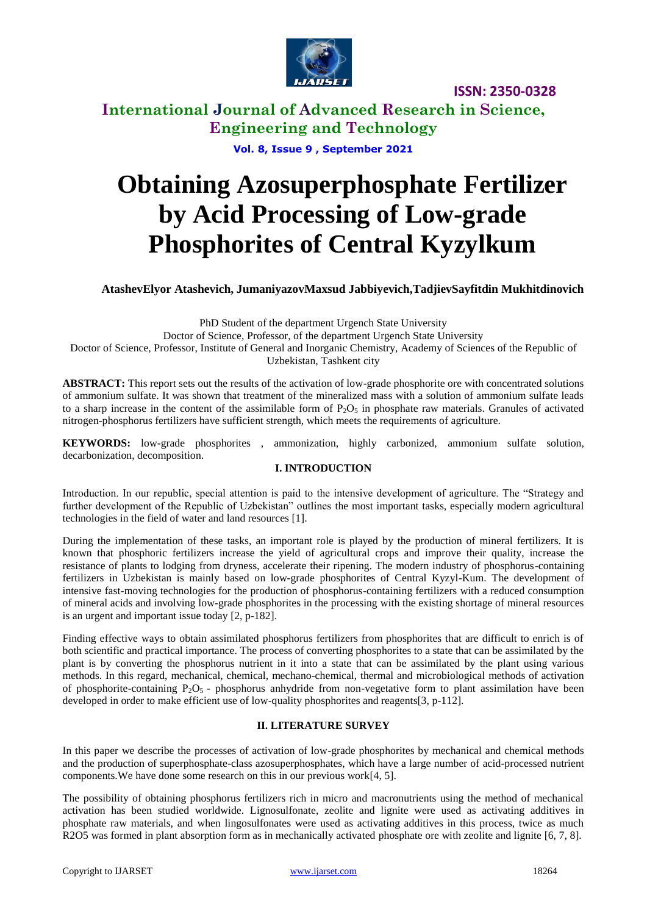# Obtaining Azosuperphosphate Fertilizer by Acid Processing of Low-grade Phosphorites of Central Kyzylkum

**AtashevElyor Atashevich, JumaniyazovMaxsud Jabbiyevich,TadjievSayfitdin Mukhitdinovich**

PhD Student of the department Urgench State University
Doctor of Science, Professor, of the department Urgench State University
Doctor of Science, Professor, Institute of General and Inorganic Chemistry, Academy of Sciences of the Republic of Uzbekistan, Tashkent city

**ABSTRACT:** This report sets out the results of the activation of low-grade phosphorite ore with concentrated solutions of ammonium sulfate. It was shown that treatment of the mineralized mass with a solution of ammonium sulfate leads to a sharp increase in the content of the assimilable form of $P_2O_5$ in phosphate raw materials. Granules of activated nitrogen-phosphorus fertilizers have sufficient strength, which meets the requirements of agriculture.

**KEYWORDS:** low-grade phosphorites , ammonization, highly carbonized, ammonium sulfate solution, decarbonization, decomposition.

## I. INTRODUCTION

Introduction. In our republic, special attention is paid to the intensive development of agriculture. The "Strategy and further development of the Republic of Uzbekistan" outlines the most important tasks, especially modern agricultural technologies in the field of water and land resources [1].

During the implementation of these tasks, an important role is played by the production of mineral fertilizers. It is known that phosphoric fertilizers increase the yield of agricultural crops and improve their quality, increase the resistance of plants to lodging from dryness, accelerate their ripening. The modern industry of phosphorus-containing fertilizers in Uzbekistan is mainly based on low-grade phosphorites of Central Kyzyl-Kum. The development of intensive fast-moving technologies for the production of phosphorus-containing fertilizers with a reduced consumption of mineral acids and involving low-grade phosphorites in the processing with the existing shortage of mineral resources is an urgent and important issue today [2, p-182].

Finding effective ways to obtain assimilated phosphorus fertilizers from phosphorites that are difficult to enrich is of both scientific and practical importance. The process of converting phosphorites to a state that can be assimilated by the plant is by converting the phosphorus nutrient in it into a state that can be assimilated by the plant using various methods. In this regard, mechanical, chemical, mechano-chemical, thermal and microbiological methods of activation of phosphorite-containing $P_2O_5$ - phosphorus anhydride from non-vegetative form to plant assimilation have been developed in order to make efficient use of low-quality phosphorites and reagents[3, p-112].

## II. LITERATURE SURVEY

In this paper we describe the processes of activation of low-grade phosphorites by mechanical and chemical methods and the production of superphosphate-class azosuperphosphates, which have a large number of acid-processed nutrient components.We have done some research on this in our previous work[4, 5].

The possibility of obtaining phosphorus fertilizers rich in micro and macronutrients using the method of mechanical activation has been studied worldwide. Lignosulfonate, zeolite and lignite were used as activating additives in phosphate raw materials, and when lingosulfonates were used as activating additives in this process, twice as much R2O5 was formed in plant absorption form as in mechanically activated phosphate ore with zeolite and lignite [6, 7, 8].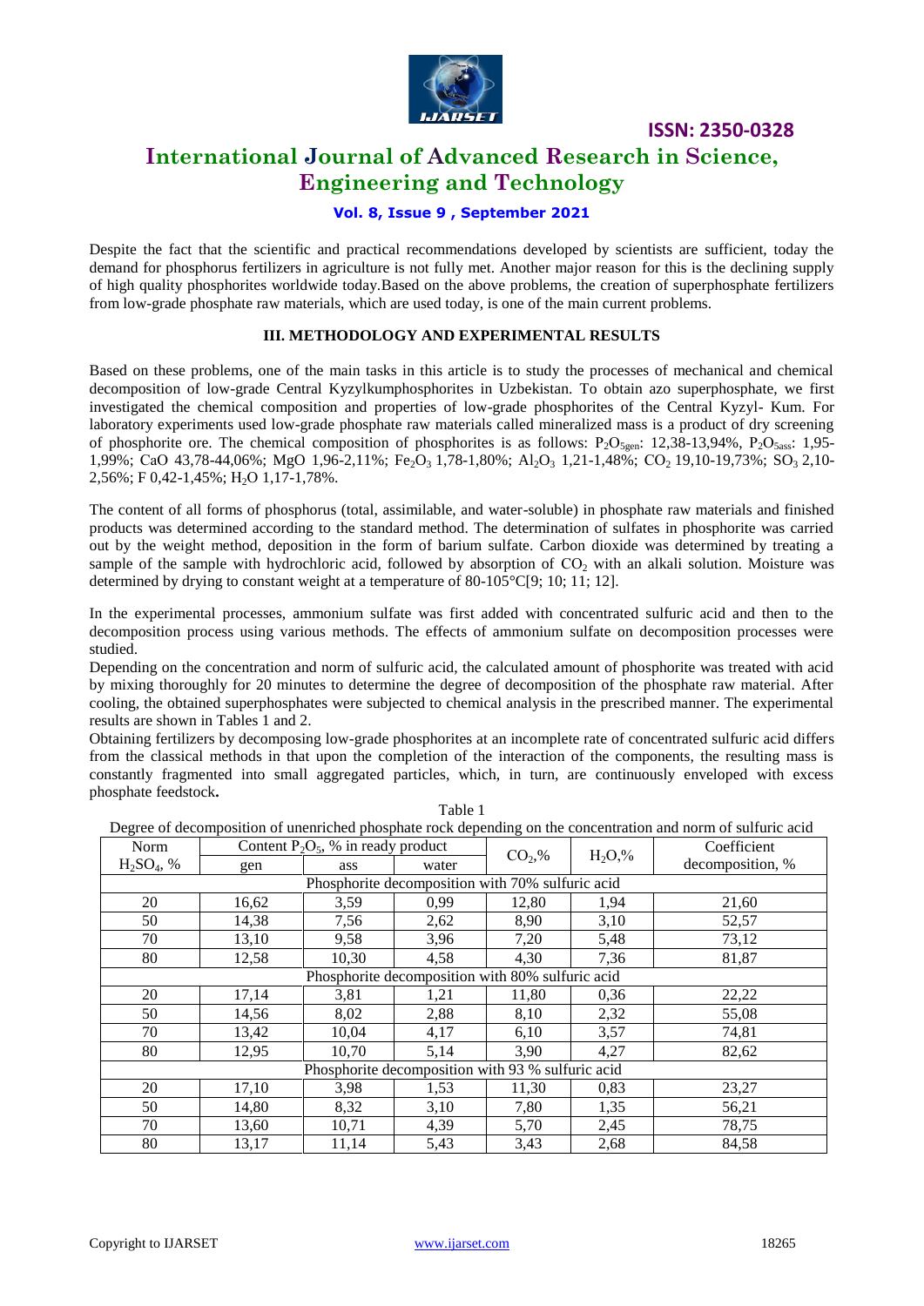Despite the fact that the scientific and practical recommendations developed by scientists are sufficient, today the demand for phosphorus fertilizers in agriculture is not fully met. Another major reason for this is the declining supply of high quality phosphorites worldwide today.Based on the above problems, the creation of superphosphate fertilizers from low-grade phosphate raw materials, which are used today, is one of the main current problems.

## III. METHODOLOGY AND EXPERIMENTAL RESULTS

Based on these problems, one of the main tasks in this article is to study the processes of mechanical and chemical decomposition of low-grade Central Kyzylkumphosphorites in Uzbekistan. To obtain azo superphosphate, we first investigated the chemical composition and properties of low-grade phosphorites of the Central Kyzyl- Kum. For laboratory experiments used low-grade phosphate raw materials called mineralized mass is a product of dry screening of phosphorite ore. The chemical composition of phosphorites is as follows: $P_2O_{5gen}$: 12,38-13,94%, $P_2O_{5ass}$: 1,95-1,99%; CaO 43,78-44,06%; MgO 1,96-2,11%; $Fe_2O_3$ 1,78-1,80%; $Al_2O_3$ 1,21-1,48%; $CO_2$ 19,10-19,73%; $SO_3$ 2,10-2,56%; F 0,42-1,45%; $H_2O$ 1,17-1,78%.

The content of all forms of phosphorus (total, assimilable, and water-soluble) in phosphate raw materials and finished products was determined according to the standard method. The determination of sulfates in phosphorite was carried out by the weight method, deposition in the form of barium sulfate. Carbon dioxide was determined by treating a sample of the sample with hydrochloric acid, followed by absorption of $CO_2$ with an alkali solution. Moisture was determined by drying to constant weight at a temperature of 80-105°C[9; 10; 11; 12].

In the experimental processes, ammonium sulfate was first added with concentrated sulfuric acid and then to the decomposition process using various methods. The effects of ammonium sulfate on decomposition processes were studied.

Depending on the concentration and norm of sulfuric acid, the calculated amount of phosphorite was treated with acid by mixing thoroughly for 20 minutes to determine the degree of decomposition of the phosphate raw material. After cooling, the obtained superphosphates were subjected to chemical analysis in the prescribed manner. The experimental results are shown in Tables 1 and 2.

Obtaining fertilizers by decomposing low-grade phosphorites at an incomplete rate of concentrated sulfuric acid differs from the classical methods in that upon the completion of the interaction of the components, the resulting mass is constantly fragmented into small aggregated particles, which, in turn, are continuously enveloped with excess phosphate feedstock**.**

Table 1

Degree of decomposition of unenriched phosphate rock depending on the concentration and norm of sulfuric acid

| Norm $H_2SO_4$, % | Content $P_2O_5$, % in ready product | | | $CO_2$,% | $H_2O$,% | Coefficient decomposition, % |
|---|---|---|---|---|---|---|
| | gen | ass | water | | | |
| Phosphorite decomposition with 70% sulfuric acid | | | | | | |
| 20 | 16,62 | 3,59 | 0,99 | 12,80 | 1,94 | 21,60 |
| 50 | 14,38 | 7,56 | 2,62 | 8,90 | 3,10 | 52,57 |
| 70 | 13,10 | 9,58 | 3,96 | 7,20 | 5,48 | 73,12 |
| 80 | 12,58 | 10,30 | 4,58 | 4,30 | 7,36 | 81,87 |
| Phosphorite decomposition with 80% sulfuric acid | | | | | | |
| 20 | 17,14 | 3,81 | 1,21 | 11,80 | 0,36 | 22,22 |
| 50 | 14,56 | 8,02 | 2,88 | 8,10 | 2,32 | 55,08 |
| 70 | 13,42 | 10,04 | 4,17 | 6,10 | 3,57 | 74,81 |
| 80 | 12,95 | 10,70 | 5,14 | 3,90 | 4,27 | 82,62 |
| Phosphorite decomposition with 93 % sulfuric acid | | | | | | |
| 20 | 17,10 | 3,98 | 1,53 | 11,30 | 0,83 | 23,27 |
| 50 | 14,80 | 8,32 | 3,10 | 7,80 | 1,35 | 56,21 |
| 70 | 13,60 | 10,71 | 4,39 | 5,70 | 2,45 | 78,75 |
| 80 | 13,17 | 11,14 | 5,43 | 3,43 | 2,68 | 84,58 |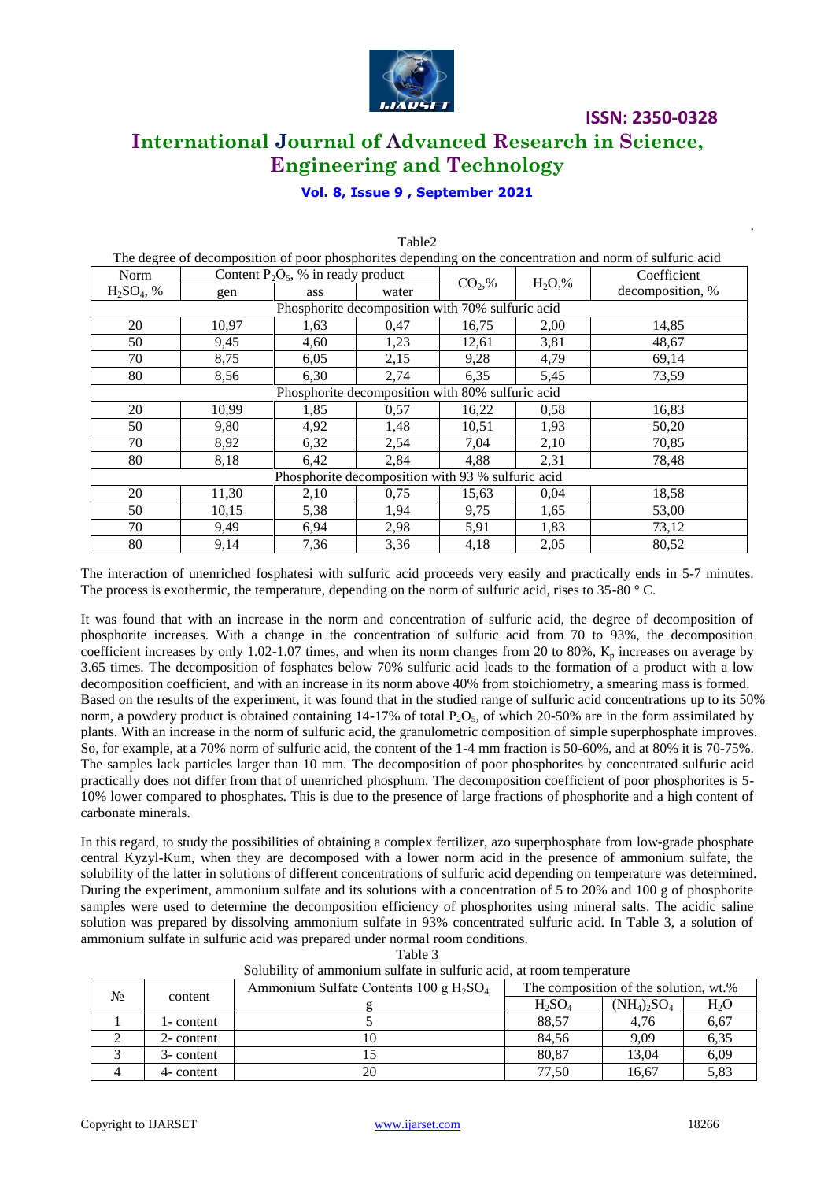Table2

The degree of decomposition of poor phosphorites depending on the concentration and norm of sulfuric acid

| Norm $H_2SO_4$, % | Content $P_2O_5$, % in ready product | | | $CO_2$,% | $H_2O$,% | Coefficient decomposition, % |
|---|---|---|---|---|---|---|
| | gen | ass | water | | | |
| Phosphorite decomposition with 70% sulfuric acid | | | | | | |
| 20 | 10,97 | 1,63 | 0,47 | 16,75 | 2,00 | 14,85 |
| 50 | 9,45 | 4,60 | 1,23 | 12,61 | 3,81 | 48,67 |
| 70 | 8,75 | 6,05 | 2,15 | 9,28 | 4,79 | 69,14 |
| 80 | 8,56 | 6,30 | 2,74 | 6,35 | 5,45 | 73,59 |
| Phosphorite decomposition with 80% sulfuric acid | | | | | | |
| 20 | 10,99 | 1,85 | 0,57 | 16,22 | 0,58 | 16,83 |
| 50 | 9,80 | 4,92 | 1,48 | 10,51 | 1,93 | 50,20 |
| 70 | 8,92 | 6,32 | 2,54 | 7,04 | 2,10 | 70,85 |
| 80 | 8,18 | 6,42 | 2,84 | 4,88 | 2,31 | 78,48 |
| Phosphorite decomposition with 93 % sulfuric acid | | | | | | |
| 20 | 11,30 | 2,10 | 0,75 | 15,63 | 0,04 | 18,58 |
| 50 | 10,15 | 5,38 | 1,94 | 9,75 | 1,65 | 53,00 |
| 70 | 9,49 | 6,94 | 2,98 | 5,91 | 1,83 | 73,12 |
| 80 | 9,14 | 7,36 | 3,36 | 4,18 | 2,05 | 80,52 |

The interaction of unenriched fosphatesi with sulfuric acid proceeds very easily and practically ends in 5-7 minutes. The process is exothermic, the temperature, depending on the norm of sulfuric acid, rises to 35-80 ° C.

It was found that with an increase in the norm and concentration of sulfuric acid, the degree of decomposition of phosphorite increases. With a change in the concentration of sulfuric acid from 70 to 93%, the decomposition coefficient increases by only 1.02-1.07 times, and when its norm changes from 20 to 80%, $K_p$ increases on average by 3.65 times. The decomposition of fosphates below 70% sulfuric acid leads to the formation of a product with a low decomposition coefficient, and with an increase in its norm above 40% from stoichiometry, a smearing mass is formed. Based on the results of the experiment, it was found that in the studied range of sulfuric acid concentrations up to its 50% norm, a powdery product is obtained containing 14-17% of total $P_2O_5$, of which 20-50% are in the form assimilated by plants. With an increase in the norm of sulfuric acid, the granulometric composition of simple superphosphate improves. So, for example, at a 70% norm of sulfuric acid, the content of the 1-4 mm fraction is 50-60%, and at 80% it is 70-75%. The samples lack particles larger than 10 mm. The decomposition of poor phosphorites by concentrated sulfuric acid practically does not differ from that of unenriched phosphum. The decomposition coefficient of poor phosphorites is 5-10% lower compared to phosphates. This is due to the presence of large fractions of phosphorite and a high content of carbonate minerals.

In this regard, to study the possibilities of obtaining a complex fertilizer, azo superphosphate from low-grade phosphate central Kyzyl-Kum, when they are decomposed with a lower norm acid in the presence of ammonium sulfate, the solubility of the latter in solutions of different concentrations of sulfuric acid depending on temperature was determined. During the experiment, ammonium sulfate and its solutions with a concentration of 5 to 20% and 100 g of phosphorite samples were used to determine the decomposition efficiency of phosphorites using mineral salts. The acidic saline solution was prepared by dissolving ammonium sulfate in 93% concentrated sulfuric acid. In Table 3, a solution of ammonium sulfate in sulfuric acid was prepared under normal room conditions.

Table 3

Solubility of ammonium sulfate in sulfuric acid, at room temperature

| № | content | Ammonium Sulfate Contentв 100 g $H_2SO_4$, g | The composition of the solution, wt.% | | |
|---|---|---|---|---|---|
| | | | $H_2SO_4$ | $(NH_4)_2SO_4$ | $H_2O$ |
| 1 | 1- content | 5 | 88,57 | 4,76 | 6,67 |
| 2 | 2- content | 10 | 84,56 | 9,09 | 6,35 |
| 3 | 3- content | 15 | 80,87 | 13,04 | 6,09 |
| 4 | 4- content | 20 | 77,50 | 16,67 | 5,83 |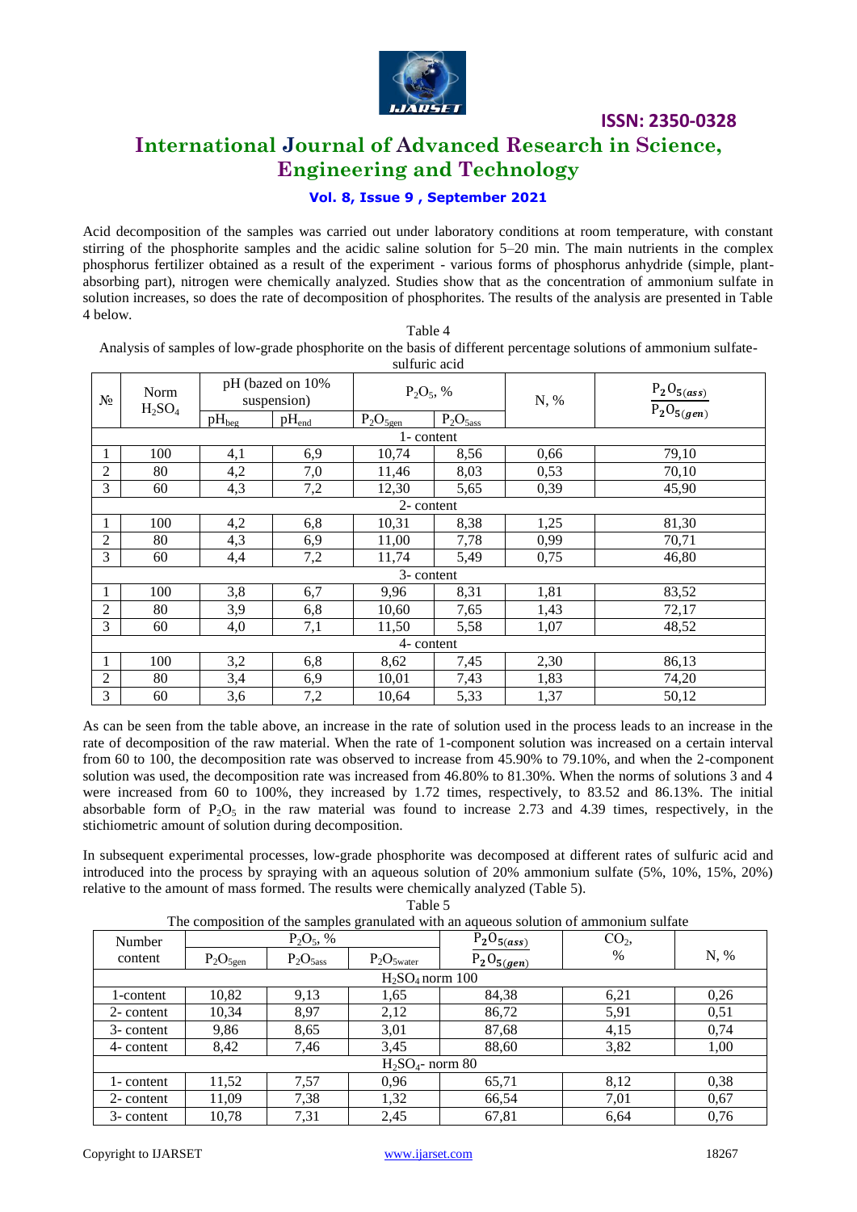Acid decomposition of the samples was carried out under laboratory conditions at room temperature, with constant stirring of the phosphorite samples and the acidic saline solution for 5–20 min. The main nutrients in the complex phosphorus fertilizer obtained as a result of the experiment - various forms of phosphorus anhydride (simple, plant-absorbing part), nitrogen were chemically analyzed. Studies show that as the concentration of ammonium sulfate in solution increases, so does the rate of decomposition of phosphorites. The results of the analysis are presented in Table 4 below.

Table 4

Analysis of samples of low-grade phosphorite on the basis of different percentage solutions of ammonium sulfate-sulfuric acid

| № | Norm $H_2SO_4$ | pH (bazed on 10% suspension) | | $P_2O_5$, % | | N, % | $\frac{P_2O_{5(ass)}}{P_2O_{5(gen)}}$ |
|---|---|---|---|---|---|---|---|
| | | $pH_{beg}$ | $pH_{end}$ | $P_2O_{5gen}$ | $P_2O_{5ass}$ | | |
| 1- content | | | | | | | |
| 1 | 100 | 4,1 | 6,9 | 10,74 | 8,56 | 0,66 | 79,10 |
| 2 | 80 | 4,2 | 7,0 | 11,46 | 8,03 | 0,53 | 70,10 |
| 3 | 60 | 4,3 | 7,2 | 12,30 | 5,65 | 0,39 | 45,90 |
| 2- content | | | | | | | |
| 1 | 100 | 4,2 | 6,8 | 10,31 | 8,38 | 1,25 | 81,30 |
| 2 | 80 | 4,3 | 6,9 | 11,00 | 7,78 | 0,99 | 70,71 |
| 3 | 60 | 4,4 | 7,2 | 11,74 | 5,49 | 0,75 | 46,80 |
| 3- content | | | | | | | |
| 1 | 100 | 3,8 | 6,7 | 9,96 | 8,31 | 1,81 | 83,52 |
| 2 | 80 | 3,9 | 6,8 | 10,60 | 7,65 | 1,43 | 72,17 |
| 3 | 60 | 4,0 | 7,1 | 11,50 | 5,58 | 1,07 | 48,52 |
| 4- content | | | | | | | |
| 1 | 100 | 3,2 | 6,8 | 8,62 | 7,45 | 2,30 | 86,13 |
| 2 | 80 | 3,4 | 6,9 | 10,01 | 7,43 | 1,83 | 74,20 |
| 3 | 60 | 3,6 | 7,2 | 10,64 | 5,33 | 1,37 | 50,12 |

As can be seen from the table above, an increase in the rate of solution used in the process leads to an increase in the rate of decomposition of the raw material. When the rate of 1-component solution was increased on a certain interval from 60 to 100, the decomposition rate was observed to increase from 45.90% to 79.10%, and when the 2-component solution was used, the decomposition rate was increased from 46.80% to 81.30%. When the norms of solutions 3 and 4 were increased from 60 to 100%, they increased by 1.72 times, respectively, to 83.52 and 86.13%. The initial absorbable form of $P_2O_5$ in the raw material was found to increase 2.73 and 4.39 times, respectively, in the stichiometric amount of solution during decomposition.

In subsequent experimental processes, low-grade phosphorite was decomposed at different rates of sulfuric acid and introduced into the process by spraying with an aqueous solution of 20% ammonium sulfate (5%, 10%, 15%, 20%) relative to the amount of mass formed. The results were chemically analyzed (Table 5).

Table 5

The composition of the samples granulated with an aqueous solution of ammonium sulfate

| Number content | $P_2O_5$, % | | | $\frac{P_2O_{5(ass)}}{P_2O_{5(gen)}}$ | $CO_2$, % | N, % |
|---|---|---|---|---|---|---|
| | $P_2O_{5gen}$ | $P_2O_{5ass}$ | $P_2O_{5water}$ | | | |
| $H_2SO_4$ norm 100 | | | | | | |
| 1-content | 10,82 | 9,13 | 1,65 | 84,38 | 6,21 | 0,26 |
| 2- content | 10,34 | 8,97 | 2,12 | 86,72 | 5,91 | 0,51 |
| 3- content | 9,86 | 8,65 | 3,01 | 87,68 | 4,15 | 0,74 |
| 4- content | 8,42 | 7,46 | 3,45 | 88,60 | 3,82 | 1,00 |
| $H_2SO_4$- norm 80 | | | | | | |
| 1- content | 11,52 | 7,57 | 0,96 | 65,71 | 8,12 | 0,38 |
| 2- content | 11,09 | 7,38 | 1,32 | 66,54 | 7,01 | 0,67 |
| 3- content | 10,78 | 7,31 | 2,45 | 67,81 | 6,64 | 0,76 |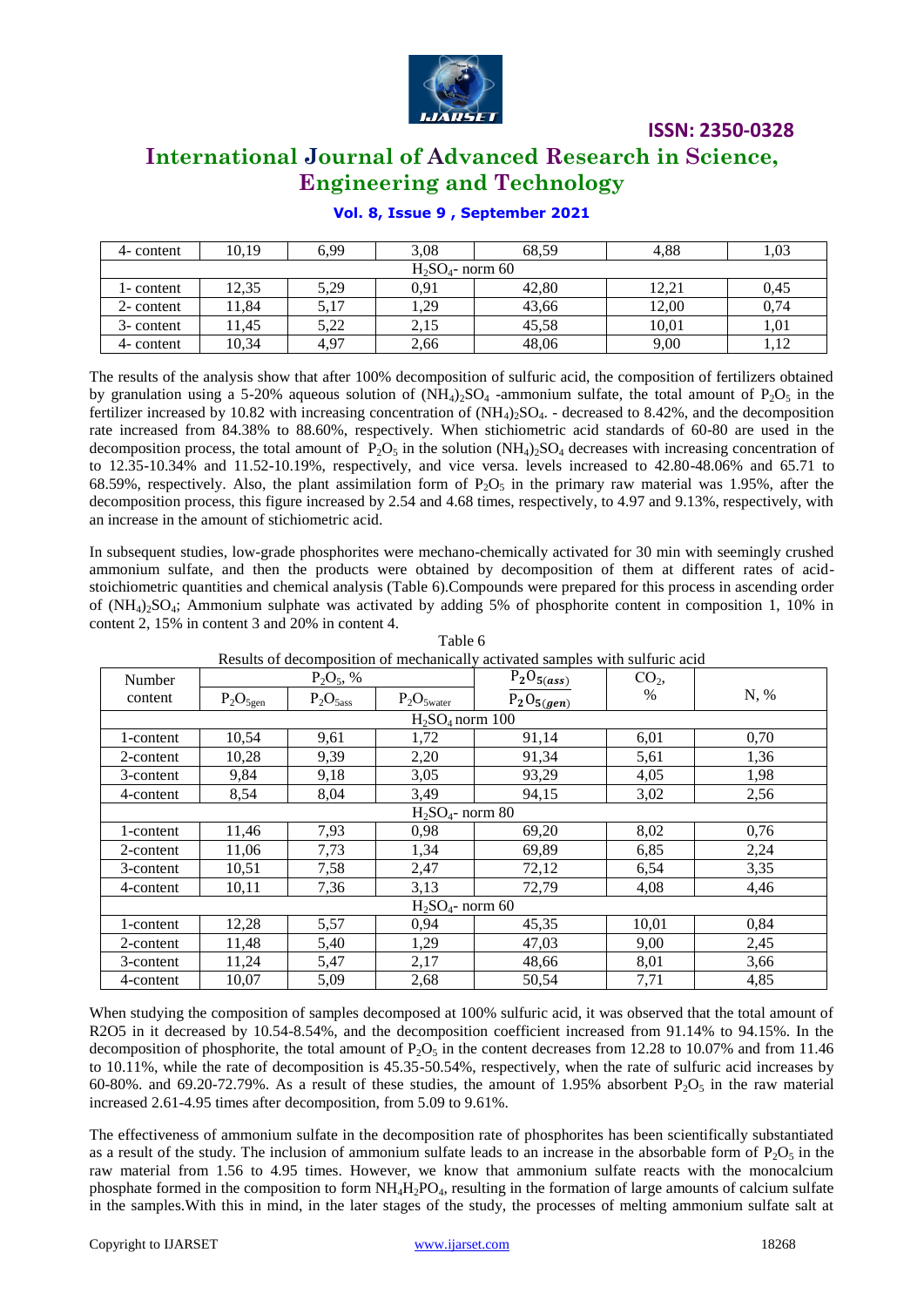| 4- content | 10,19 | 6,99 | 3,08 | 68,59 | 4,88 | 1,03 |
|---|---|---|---|---|---|---|
| $H_2SO_4$- norm 60 | | | | | | |
| 1- content | 12,35 | 5,29 | 0,91 | 42,80 | 12,21 | 0,45 |
| 2- content | 11,84 | 5,17 | 1,29 | 43,66 | 12,00 | 0,74 |
| 3- content | 11,45 | 5,22 | 2,15 | 45,58 | 10,01 | 1,01 |
| 4- content | 10,34 | 4,97 | 2,66 | 48,06 | 9,00 | 1,12 |

The results of the analysis show that after 100% decomposition of sulfuric acid, the composition of fertilizers obtained by granulation using a 5-20% aqueous solution of $(NH_4)_2SO_4$ -ammonium sulfate, the total amount of $P_2O_5$ in the fertilizer increased by 10.82 with increasing concentration of $(NH_4)_2SO_4$. - decreased to 8.42%, and the decomposition rate increased from 84.38% to 88.60%, respectively. When stichiometric acid standards of 60-80 are used in the decomposition process, the total amount of $P_2O_5$ in the solution $(NH_4)_2SO_4$ decreases with increasing concentration of to 12.35-10.34% and 11.52-10.19%, respectively, and vice versa. levels increased to 42.80-48.06% and 65.71 to 68.59%, respectively. Also, the plant assimilation form of $P_2O_5$ in the primary raw material was 1.95%, after the decomposition process, this figure increased by 2.54 and 4.68 times, respectively, to 4.97 and 9.13%, respectively, with an increase in the amount of stichiometric acid.

In subsequent studies, low-grade phosphorites were mechano-chemically activated for 30 min with seemingly crushed ammonium sulfate, and then the products were obtained by decomposition of them at different rates of acid-stoichiometric quantities and chemical analysis (Table 6).Compounds were prepared for this process in ascending order of $(NH_4)_2SO_4$; Ammonium sulphate was activated by adding 5% of phosphorite content in composition 1, 10% in content 2, 15% in content 3 and 20% in content 4.

Table 6

Results of decomposition of mechanically activated samples with sulfuric acid

| Number content | $P_2O_5$, % | | | $\frac{P_2O_{5(ass)}}{P_2O_{5(gen)}}$ | $CO_2$, % | N, % |
|---|---|---|---|---|---|---|
| | $P_2O_{5gen}$ | $P_2O_{5ass}$ | $P_2O_{5water}$ | | | |
| $H_2SO_4$ norm 100 | | | | | | |
| 1-content | 10,54 | 9,61 | 1,72 | 91,14 | 6,01 | 0,70 |
| 2-content | 10,28 | 9,39 | 2,20 | 91,34 | 5,61 | 1,36 |
| 3-content | 9,84 | 9,18 | 3,05 | 93,29 | 4,05 | 1,98 |
| 4-content | 8,54 | 8,04 | 3,49 | 94,15 | 3,02 | 2,56 |
| $H_2SO_4$- norm 80 | | | | | | |
| 1-content | 11,46 | 7,93 | 0,98 | 69,20 | 8,02 | 0,76 |
| 2-content | 11,06 | 7,73 | 1,34 | 69,89 | 6,85 | 2,24 |
| 3-content | 10,51 | 7,58 | 2,47 | 72,12 | 6,54 | 3,35 |
| 4-content | 10,11 | 7,36 | 3,13 | 72,79 | 4,08 | 4,46 |
| $H_2SO_4$- norm 60 | | | | | | |
| 1-content | 12,28 | 5,57 | 0,94 | 45,35 | 10,01 | 0,84 |
| 2-content | 11,48 | 5,40 | 1,29 | 47,03 | 9,00 | 2,45 |
| 3-content | 11,24 | 5,47 | 2,17 | 48,66 | 8,01 | 3,66 |
| 4-content | 10,07 | 5,09 | 2,68 | 50,54 | 7,71 | 4,85 |

When studying the composition of samples decomposed at 100% sulfuric acid, it was observed that the total amount of R2O5 in it decreased by 10.54-8.54%, and the decomposition coefficient increased from 91.14% to 94.15%. In the decomposition of phosphorite, the total amount of $P_2O_5$ in the content decreases from 12.28 to 10.07% and from 11.46 to 10.11%, while the rate of decomposition is 45.35-50.54%, respectively, when the rate of sulfuric acid increases by 60-80%. and 69.20-72.79%. As a result of these studies, the amount of 1.95% absorbent $P_2O_5$ in the raw material increased 2.61-4.95 times after decomposition, from 5.09 to 9.61%.

The effectiveness of ammonium sulfate in the decomposition rate of phosphorites has been scientifically substantiated as a result of the study. The inclusion of ammonium sulfate leads to an increase in the absorbable form of $P_2O_5$ in the raw material from 1.56 to 4.95 times. However, we know that ammonium sulfate reacts with the monocalcium phosphate formed in the composition to form $NH_4H_2PO_4$, resulting in the formation of large amounts of calcium sulfate in the samples.With this in mind, in the later stages of the study, the processes of melting ammonium sulfate salt at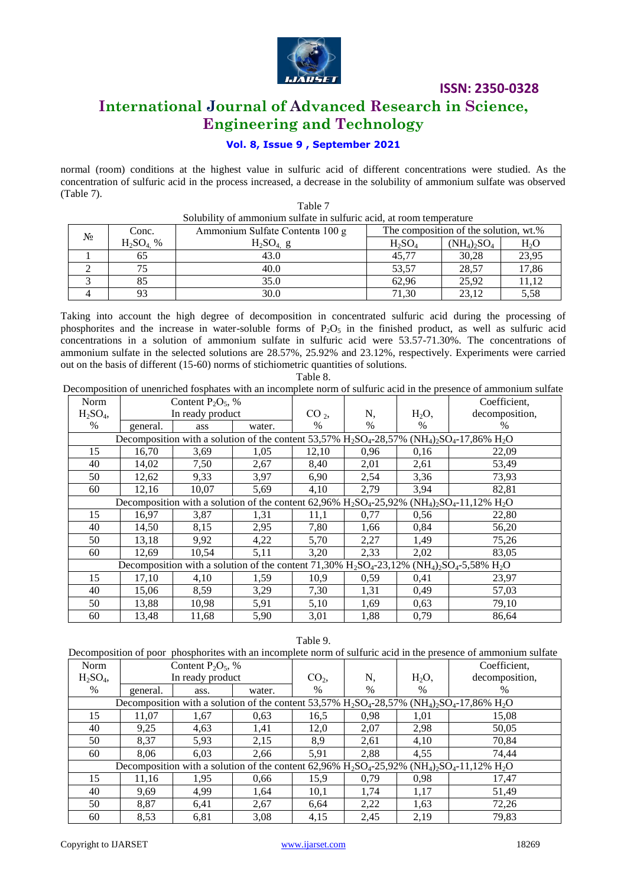normal (room) conditions at the highest value in sulfuric acid of different concentrations were studied. As the concentration of sulfuric acid in the process increased, a decrease in the solubility of ammonium sulfate was observed (Table 7).

Table 7
Solubility of ammonium sulfate in sulfuric acid, at room temperature

| № | Conc. $H_2SO_4$, % | Ammonium Sulfate Contentв 100 g $H_2SO_4$, g | The composition of the solution, wt.% | | |
|---|---|---|---|---|---|
| | | | $H_2SO_4$ | $(NH_4)_2SO_4$ | $H_2O$ |
| 1 | 65 | 43.0 | 45,77 | 30,28 | 23,95 |
| 2 | 75 | 40.0 | 53,57 | 28,57 | 17,86 |
| 3 | 85 | 35.0 | 62,96 | 25,92 | 11,12 |
| 4 | 93 | 30.0 | 71,30 | 23,12 | 5,58 |

Taking into account the high degree of decomposition in concentrated sulfuric acid during the processing of phosphorites and the increase in water-soluble forms of $P_2O_5$ in the finished product, as well as sulfuric acid concentrations in a solution of ammonium sulfate in sulfuric acid were 53.57-71.30%. The concentrations of ammonium sulfate in the selected solutions are 28.57%, 25.92% and 23.12%, respectively. Experiments were carried out on the basis of different (15-60) norms of stichiometric quantities of solutions.

Table 8.
Decomposition of unenriched fosphates with an incomplete norm of sulfuric acid in the presence of ammonium sulfate

| Norm $H_2SO_4$, % | Content $P_2O_5$, % In ready product | | | $CO_2$, % | N, % | $H_2O$, % | Coefficient, decomposition, % |
|---|---|---|---|---|---|---|---|
| | general. | ass | water. | | | | |
| Decomposition with a solution of the content 53,57% $H_2SO_4$-28,57% $(NH_4)_2SO_4$-17,86% $H_2O$ | | | | | | | |
| 15 | 16,70 | 3,69 | 1,05 | 12,10 | 0,96 | 0,16 | 22,09 |
| 40 | 14,02 | 7,50 | 2,67 | 8,40 | 2,01 | 2,61 | 53,49 |
| 50 | 12,62 | 9,33 | 3,97 | 6,90 | 2,54 | 3,36 | 73,93 |
| 60 | 12,16 | 10,07 | 5,69 | 4,10 | 2,79 | 3,94 | 82,81 |
| Decomposition with a solution of the content 62,96% $H_2SO_4$-25,92% $(NH_4)_2SO_4$-11,12% $H_2O$ | | | | | | | |
| 15 | 16,97 | 3,87 | 1,31 | 11,1 | 0,77 | 0,56 | 22,80 |
| 40 | 14,50 | 8,15 | 2,95 | 7,80 | 1,66 | 0,84 | 56,20 |
| 50 | 13,18 | 9,92 | 4,22 | 5,70 | 2,27 | 1,49 | 75,26 |
| 60 | 12,69 | 10,54 | 5,11 | 3,20 | 2,33 | 2,02 | 83,05 |
| Decomposition with a solution of the content 71,30% $H_2SO_4$-23,12% $(NH_4)_2SO_4$-5,58% $H_2O$ | | | | | | | |
| 15 | 17,10 | 4,10 | 1,59 | 10,9 | 0,59 | 0,41 | 23,97 |
| 40 | 15,06 | 8,59 | 3,29 | 7,30 | 1,31 | 0,49 | 57,03 |
| 50 | 13,88 | 10,98 | 5,91 | 5,10 | 1,69 | 0,63 | 79,10 |
| 60 | 13,48 | 11,68 | 5,90 | 3,01 | 1,88 | 0,79 | 86,64 |

Table 9.
Decomposition of poor phosphorites with an incomplete norm of sulfuric acid in the presence of ammonium sulfate

| Norm $H_2SO_4$, % | Content $P_2O_5$, % In ready product | | | $CO_2$, % | N, % | $H_2O$, % | Coefficient, decomposition, % |
|---|---|---|---|---|---|---|---|
| | general. | ass. | water. | | | | |
| Decomposition with a solution of the content 53,57% $H_2SO_4$-28,57% $(NH_4)_2SO_4$-17,86% $H_2O$ | | | | | | | |
| 15 | 11,07 | 1,67 | 0,63 | 16,5 | 0,98 | 1,01 | 15,08 |
| 40 | 9,25 | 4,63 | 1,41 | 12,0 | 2,07 | 2,98 | 50,05 |
| 50 | 8,37 | 5,93 | 2,15 | 8,9 | 2,61 | 4,10 | 70,84 |
| 60 | 8,06 | 6,03 | 2,66 | 5,91 | 2,88 | 4,55 | 74,44 |
| Decomposition with a solution of the content 62,96% $H_2SO_4$-25,92% $(NH_4)_2SO_4$-11,12% $H_2O$ | | | | | | | |
| 15 | 11,16 | 1,95 | 0,66 | 15,9 | 0,79 | 0,98 | 17,47 |
| 40 | 9,69 | 4,99 | 1,64 | 10,1 | 1,74 | 1,17 | 51,49 |
| 50 | 8,87 | 6,41 | 2,67 | 6,64 | 2,22 | 1,63 | 72,26 |
| 60 | 8,53 | 6,81 | 3,08 | 4,15 | 2,45 | 2,19 | 79,83 |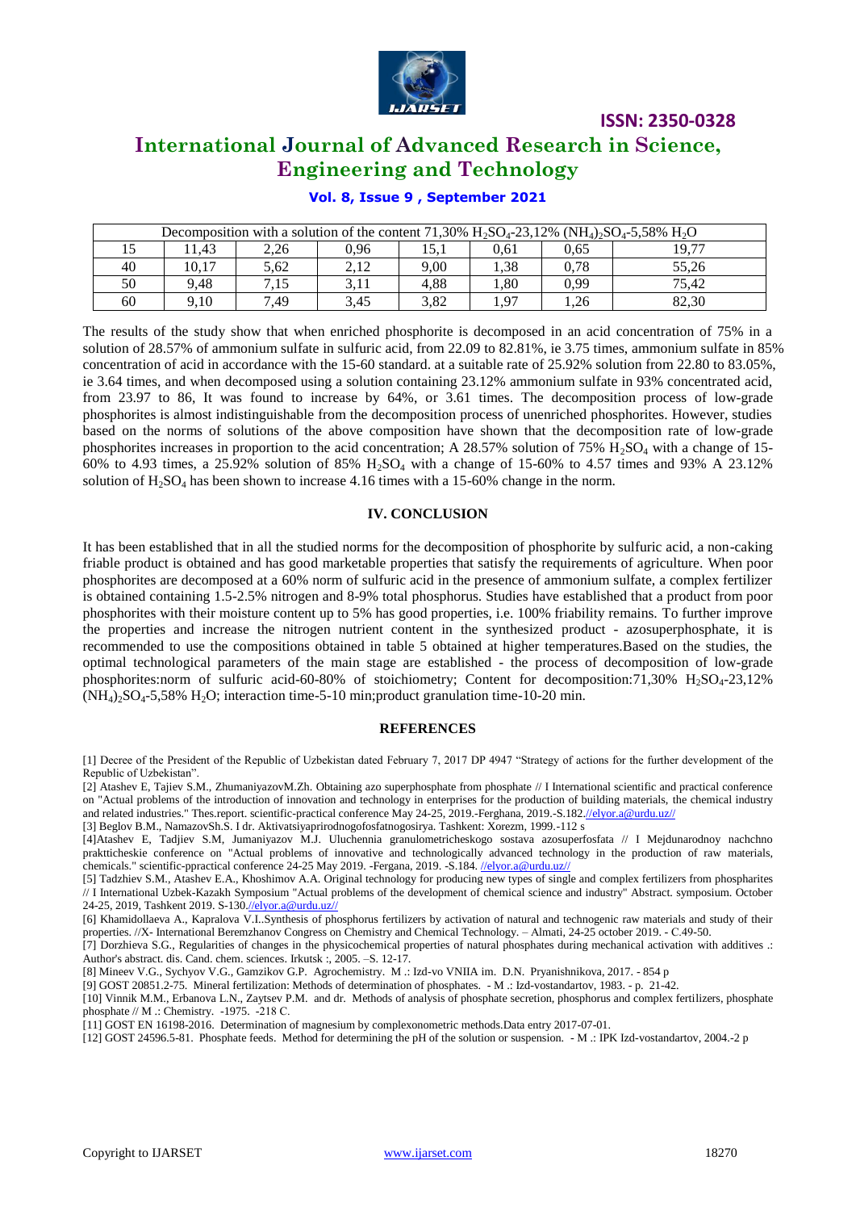| | | | | | | | |
|---|---|---|---|---|---|---|---|
| Decomposition with a solution of the content 71,30% $H_2SO_4$-23,12% $(NH_4)_2SO_4$-5,58% $H_2O$ | | | | | | | |
| 15 | 11,43 | 2,26 | 0,96 | 15,1 | 0,61 | 0,65 | 19,77 |
| 40 | 10,17 | 5,62 | 2,12 | 9,00 | 1,38 | 0,78 | 55,26 |
| 50 | 9,48 | 7,15 | 3,11 | 4,88 | 1,80 | 0,99 | 75,42 |
| 60 | 9,10 | 7,49 | 3,45 | 3,82 | 1,97 | 1,26 | 82,30 |

The results of the study show that when enriched phosphorite is decomposed in an acid concentration of 75% in a solution of 28.57% of ammonium sulfate in sulfuric acid, from 22.09 to 82.81%, ie 3.75 times, ammonium sulfate in 85% concentration of acid in accordance with the 15-60 standard. at a suitable rate of 25.92% solution from 22.80 to 83.05%, ie 3.64 times, and when decomposed using a solution containing 23.12% ammonium sulfate in 93% concentrated acid, from 23.97 to 86, It was found to increase by 64%, or 3.61 times. The decomposition process of low-grade phosphorites is almost indistinguishable from the decomposition process of unenriched phosphorites. However, studies based on the norms of solutions of the above composition have shown that the decomposition rate of low-grade phosphorites increases in proportion to the acid concentration; A 28.57% solution of 75% $H_2SO_4$ with a change of 15-60% to 4.93 times, a 25.92% solution of 85% $H_2SO_4$ with a change of 15-60% to 4.57 times and 93% A 23.12% solution of $H_2SO_4$ has been shown to increase 4.16 times with a 15-60% change in the norm.

## IV. CONCLUSION

It has been established that in all the studied norms for the decomposition of phosphorite by sulfuric acid, a non-caking friable product is obtained and has good marketable properties that satisfy the requirements of agriculture. When poor phosphorites are decomposed at a 60% norm of sulfuric acid in the presence of ammonium sulfate, a complex fertilizer is obtained containing 1.5-2.5% nitrogen and 8-9% total phosphorus. Studies have established that a product from poor phosphorites with their moisture content up to 5% has good properties, i.e. 100% friability remains. To further improve the properties and increase the nitrogen nutrient content in the synthesized product - azosuperphosphate, it is recommended to use the compositions obtained in table 5 obtained at higher temperatures.Based on the studies, the optimal technological parameters of the main stage are established - the process of decomposition of low-grade phosphorites:norm of sulfuric acid-60-80% of stoichiometry; Content for decomposition:71,30% $H_2SO_4$-23,12% $(NH_4)_2SO_4$-5,58% $H_2O$; interaction time-5-10 min;product granulation time-10-20 min.

## REFERENCES

[1] Decree of the President of the Republic of Uzbekistan dated February 7, 2017 DP 4947 "Strategy of actions for the further development of the Republic of Uzbekistan".

[2] Atashev E, Tajiev S.M., ZhumaniyazovM.Zh. Obtaining azo superphosphate from phosphate // I International scientific and practical conference on "Actual problems of the introduction of innovation and technology in enterprises for the production of building materials, the chemical industry and related industries." Thes.report. scientific-practical conference May 24-25, 2019.-Ferghana, 2019.-S.182.//elyor.a@urdu.uz//

[3] Beglov B.M., NamazovSh.S. I dr. Aktivatsiyaprirodnogofosfatnogosirya. Tashkent: Xorezm, 1999.-112 s

[4]Atashev E, Tadjiev S.M, Jumaniyazov M.J. Uluchennia granulometricheskogo sostava azosuperfosfata // I Mejdunarodnoy nachchno praktticheskie conference on "Actual problems of innovative and technologically advanced technology in the production of raw materials, chemicals." scientific-ppractical conference 24-25 May 2019. -Fergana, 2019. -S.184. //elyor.a@urdu.uz//

[5] Tadzhiev S.M., Atashev E.A., Khoshimov A.A. Original technology for producing new types of single and complex fertilizers from phospharites // I International Uzbek-Kazakh Symposium "Actual problems of the development of chemical science and industry" Abstract. symposium. October 24-25, 2019, Tashkent 2019. S-130.//elyor.a@urdu.uz//

[6] Khamidollaeva A., Kapralova V.I..Synthesis of phosphorus fertilizers by activation of natural and technogenic raw materials and study of their properties. //X- International Beremzhanov Congress on Chemistry and Chemical Technology. – Almati, 24-25 october 2019. - C.49-50.

[7] Dorzhieva S.G., Regularities of changes in the physicochemical properties of natural phosphates during mechanical activation with additives .: Author's abstract. dis. Cand. chem. sciences. Irkutsk :, 2005. –S. 12-17.

[8] Mineev V.G., Sychyov V.G., Gamzikov G.P. Agrochemistry. M .: Izd-vo VNIIA im. D.N. Pryanishnikova, 2017. - 854 p

[9] GOST 20851.2-75. Mineral fertilization: Methods of determination of phosphates. - M .: Izd-vostandartov, 1983. - p. 21-42.

[10] Vinnik M.M., Erbanova L.N., Zaytsev P.M. and dr. Methods of analysis of phosphate secretion, phosphorus and complex fertilizers, phosphate phosphate // M .: Chemistry. -1975. -218 C.

[11] GOST EN 16198-2016. Determination of magnesium by complexonometric methods.Data entry 2017-07-01.

[12] GOST 24596.5-81. Phosphate feeds. Method for determining the pH of the solution or suspension. - M .: IPK Izd-vostandartov, 2004.-2 p